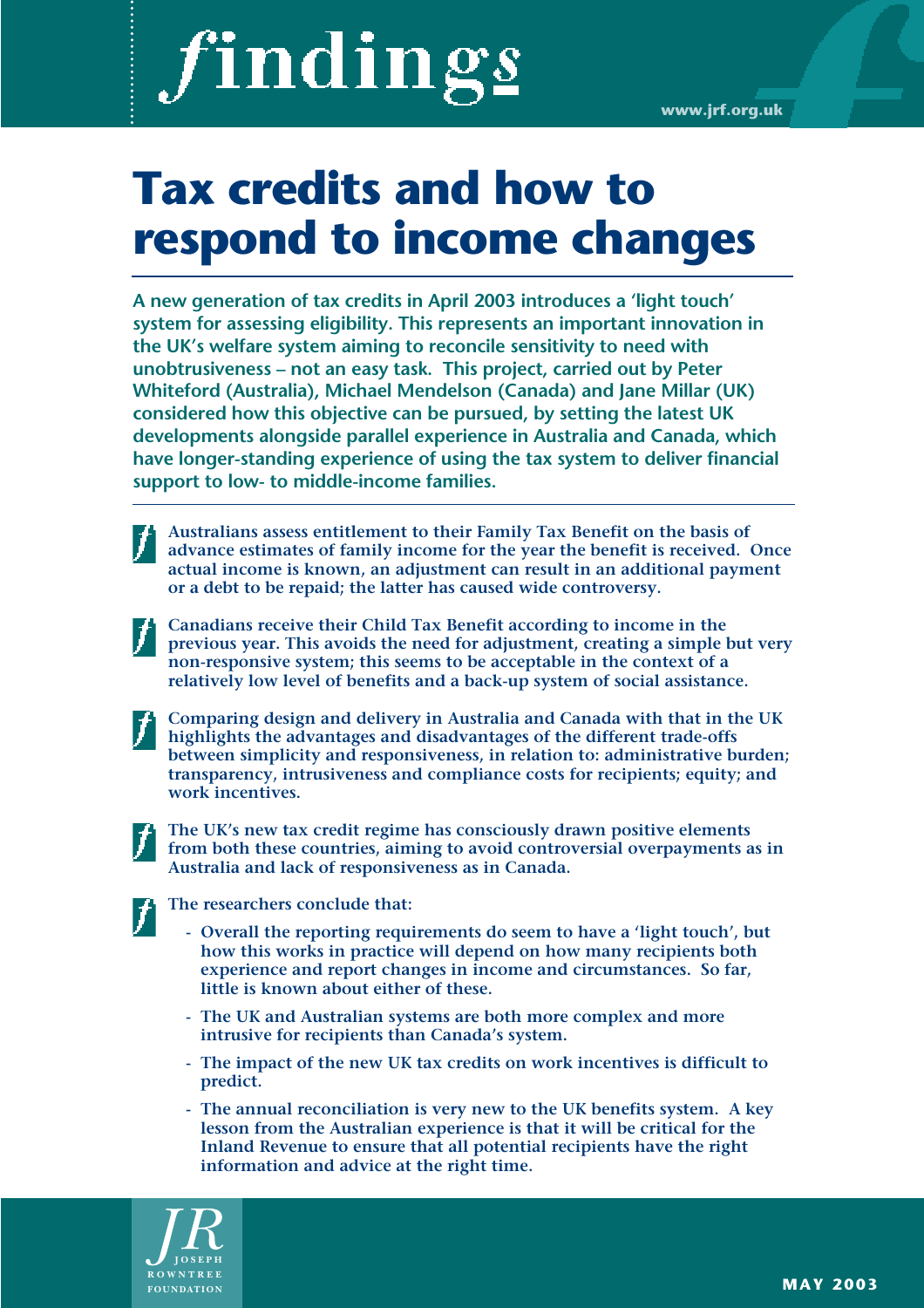# findings

www.jrf.org.uk

# Tax credits and how to respond to income changes

**A new generation of tax credits in April 2003 introduces a 'light touch' system for assessing eligibility. This represents an important innovation in the UK's welfare system aiming to reconcile sensitivity to need with unobtrusiveness – not an easy task. This project, carried out by Peter Whiteford (Australia), Michael Mendelson (Canada) and Jane Millar (UK) considered how this objective can be pursued, by setting the latest UK developments alongside parallel experience in Australia and Canada, which have longer-standing experience of using the tax system to deliver financial support to low- to middle-income families.**

- **Australians assess entitlement to their Family Tax Benefit on the basis of advance estimates of family income for the year the benefit is received. Once actual income is known, an adjustment can result in an additional payment or a debt to be repaid; the latter has caused wide controversy.**

- **Canadians receive their Child Tax Benefit according to income in the previous year. This avoids the need for adjustment, creating a simple but very non-responsive system; this seems to be acceptable in the context of a relatively low level of benefits and a back-up system of social assistance.**

- **Comparing design and delivery in Australia and Canada with that in the UK highlights the advantages and disadvantages of the different trade-offs between simplicity and responsiveness, in relation to: administrative burden; transparency, intrusiveness and compliance costs for recipients; equity; and work incentives.**

- **The UK's new tax credit regime has consciously drawn positive elements from both these countries, aiming to avoid controversial overpayments as in Australia and lack of responsiveness as in Canada.**

- **The researchers conclude that:**
  - **Overall the reporting requirements do seem to have a 'light touch', but how this works in practice will depend on how many recipients both experience and report changes in income and circumstances. So far, little is known about either of these.**
  - **The UK and Australian systems are both more complex and more intrusive for recipients than Canada's system.**
  - **The impact of the new UK tax credits on work incentives is difficult to predict.**
  - **The annual reconciliation is very new to the UK benefits system. A key lesson from the Australian experience is that it will be critical for the Inland Revenue to ensure that all potential recipients have the right information and advice at the right time.**

JOSEPH ROWNTREE FOUNDATION

MAY 2003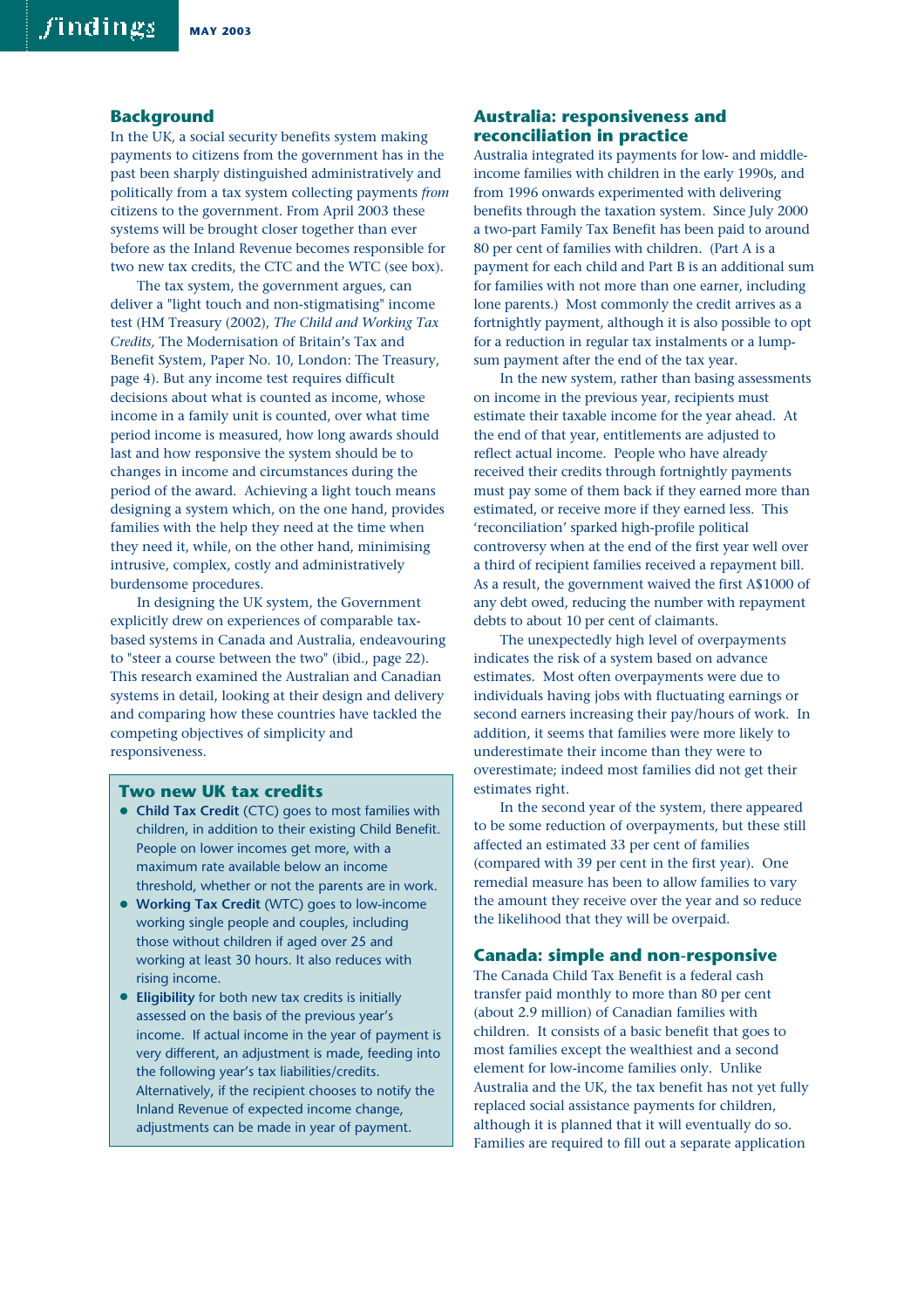## Background

In the UK, a social security benefits system making payments to citizens from the government has in the past been sharply distinguished administratively and politically from a tax system collecting payments *from* citizens to the government. From April 2003 these systems will be brought closer together than ever before as the Inland Revenue becomes responsible for two new tax credits, the CTC and the WTC (see box).

The tax system, the government argues, can deliver a "light touch and non-stigmatising" income test (HM Treasury (2002), *The Child and Working Tax Credits,* The Modernisation of Britain's Tax and Benefit System, Paper No. 10, London: The Treasury, page 4). But any income test requires difficult decisions about what is counted as income, whose income in a family unit is counted, over what time period income is measured, how long awards should last and how responsive the system should be to changes in income and circumstances during the period of the award. Achieving a light touch means designing a system which, on the one hand, provides families with the help they need at the time when they need it, while, on the other hand, minimising intrusive, complex, costly and administratively burdensome procedures.

In designing the UK system, the Government explicitly drew on experiences of comparable tax-based systems in Canada and Australia, endeavouring to "steer a course between the two" (ibid., page 22). This research examined the Australian and Canadian systems in detail, looking at their design and delivery and comparing how these countries have tackled the competing objectives of simplicity and responsiveness.

### Two new UK tax credits

- **Child Tax Credit** (CTC) goes to most families with children, in addition to their existing Child Benefit. People on lower incomes get more, with a maximum rate available below an income threshold, whether or not the parents are in work.
- **Working Tax Credit** (WTC) goes to low-income working single people and couples, including those without children if aged over 25 and working at least 30 hours. It also reduces with rising income.
- **Eligibility** for both new tax credits is initially assessed on the basis of the previous year's income. If actual income in the year of payment is very different, an adjustment is made, feeding into the following year's tax liabilities/credits. Alternatively, if the recipient chooses to notify the Inland Revenue of expected income change, adjustments can be made in year of payment.

## Australia: responsiveness and reconciliation in practice

Australia integrated its payments for low- and middle-income families with children in the early 1990s, and from 1996 onwards experimented with delivering benefits through the taxation system. Since July 2000 a two-part Family Tax Benefit has been paid to around 80 per cent of families with children. (Part A is a payment for each child and Part B is an additional sum for families with not more than one earner, including lone parents.) Most commonly the credit arrives as a fortnightly payment, although it is also possible to opt for a reduction in regular tax instalments or a lump-sum payment after the end of the tax year.

In the new system, rather than basing assessments on income in the previous year, recipients must estimate their taxable income for the year ahead. At the end of that year, entitlements are adjusted to reflect actual income. People who have already received their credits through fortnightly payments must pay some of them back if they earned more than estimated, or receive more if they earned less. This 'reconciliation' sparked high-profile political controversy when at the end of the first year well over a third of recipient families received a repayment bill. As a result, the government waived the first A$1000 of any debt owed, reducing the number with repayment debts to about 10 per cent of claimants.

The unexpectedly high level of overpayments indicates the risk of a system based on advance estimates. Most often overpayments were due to individuals having jobs with fluctuating earnings or second earners increasing their pay/hours of work. In addition, it seems that families were more likely to underestimate their income than they were to overestimate; indeed most families did not get their estimates right.

In the second year of the system, there appeared to be some reduction of overpayments, but these still affected an estimated 33 per cent of families (compared with 39 per cent in the first year). One remedial measure has been to allow families to vary the amount they receive over the year and so reduce the likelihood that they will be overpaid.

## Canada: simple and non-responsive

The Canada Child Tax Benefit is a federal cash transfer paid monthly to more than 80 per cent (about 2.9 million) of Canadian families with children. It consists of a basic benefit that goes to most families except the wealthiest and a second element for low-income families only. Unlike Australia and the UK, the tax benefit has not yet fully replaced social assistance payments for children, although it is planned that it will eventually do so. Families are required to fill out a separate application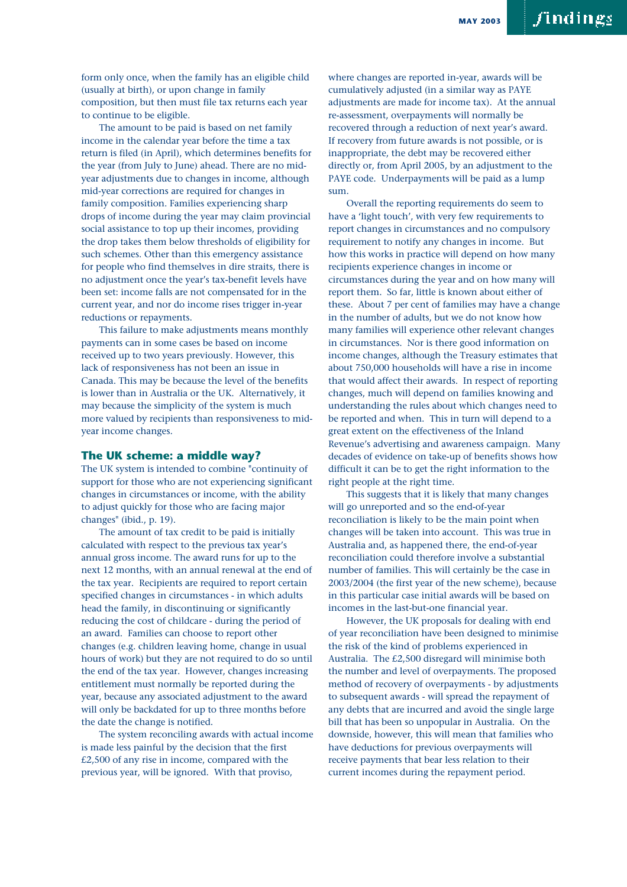form only once, when the family has an eligible child (usually at birth), or upon change in family composition, but then must file tax returns each year to continue to be eligible.

The amount to be paid is based on net family income in the calendar year before the time a tax return is filed (in April), which determines benefits for the year (from July to June) ahead. There are no mid-year adjustments due to changes in income, although mid-year corrections are required for changes in family composition. Families experiencing sharp drops of income during the year may claim provincial social assistance to top up their incomes, providing the drop takes them below thresholds of eligibility for such schemes. Other than this emergency assistance for people who find themselves in dire straits, there is no adjustment once the year's tax-benefit levels have been set: income falls are not compensated for in the current year, and nor do income rises trigger in-year reductions or repayments.

This failure to make adjustments means monthly payments can in some cases be based on income received up to two years previously. However, this lack of responsiveness has not been an issue in Canada. This may be because the level of the benefits is lower than in Australia or the UK. Alternatively, it may because the simplicity of the system is much more valued by recipients than responsiveness to mid-year income changes.

## The UK scheme: a middle way?

The UK system is intended to combine "continuity of support for those who are not experiencing significant changes in circumstances or income, with the ability to adjust quickly for those who are facing major changes" (ibid., p. 19).

The amount of tax credit to be paid is initially calculated with respect to the previous tax year's annual gross income. The award runs for up to the next 12 months, with an annual renewal at the end of the tax year. Recipients are required to report certain specified changes in circumstances - in which adults head the family, in discontinuing or significantly reducing the cost of childcare - during the period of an award. Families can choose to report other changes (e.g. children leaving home, change in usual hours of work) but they are not required to do so until the end of the tax year. However, changes increasing entitlement must normally be reported during the year, because any associated adjustment to the award will only be backdated for up to three months before the date the change is notified.

The system reconciling awards with actual income is made less painful by the decision that the first £2,500 of any rise in income, compared with the previous year, will be ignored. With that proviso, where changes are reported in-year, awards will be cumulatively adjusted (in a similar way as PAYE adjustments are made for income tax). At the annual re-assessment, overpayments will normally be recovered through a reduction of next year's award. If recovery from future awards is not possible, or is inappropriate, the debt may be recovered either directly or, from April 2005, by an adjustment to the PAYE code. Underpayments will be paid as a lump sum.

Overall the reporting requirements do seem to have a 'light touch', with very few requirements to report changes in circumstances and no compulsory requirement to notify any changes in income. But how this works in practice will depend on how many recipients experience changes in income or circumstances during the year and on how many will report them. So far, little is known about either of these. About 7 per cent of families may have a change in the number of adults, but we do not know how many families will experience other relevant changes in circumstances. Nor is there good information on income changes, although the Treasury estimates that about 750,000 households will have a rise in income that would affect their awards. In respect of reporting changes, much will depend on families knowing and understanding the rules about which changes need to be reported and when. This in turn will depend to a great extent on the effectiveness of the Inland Revenue's advertising and awareness campaign. Many decades of evidence on take-up of benefits shows how difficult it can be to get the right information to the right people at the right time.

This suggests that it is likely that many changes will go unreported and so the end-of-year reconciliation is likely to be the main point when changes will be taken into account. This was true in Australia and, as happened there, the end-of-year reconciliation could therefore involve a substantial number of families. This will certainly be the case in 2003/2004 (the first year of the new scheme), because in this particular case initial awards will be based on incomes in the last-but-one financial year.

However, the UK proposals for dealing with end of year reconciliation have been designed to minimise the risk of the kind of problems experienced in Australia. The £2,500 disregard will minimise both the number and level of overpayments. The proposed method of recovery of overpayments - by adjustments to subsequent awards - will spread the repayment of any debts that are incurred and avoid the single large bill that has been so unpopular in Australia. On the downside, however, this will mean that families who have deductions for previous overpayments will receive payments that bear less relation to their current incomes during the repayment period.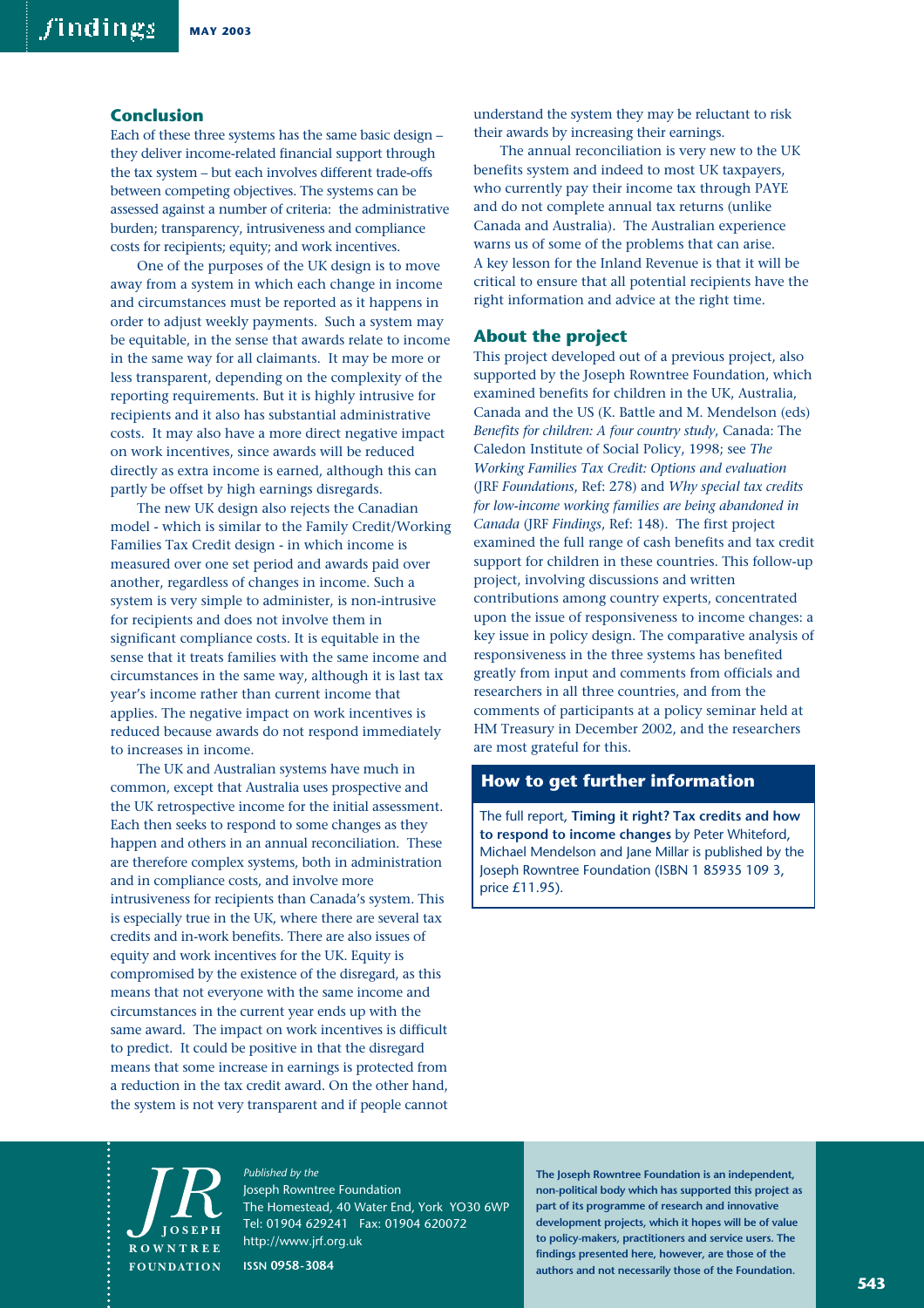## Conclusion

Each of these three systems has the same basic design – they deliver income-related financial support through the tax system – but each involves different trade-offs between competing objectives. The systems can be assessed against a number of criteria: the administrative burden; transparency, intrusiveness and compliance costs for recipients; equity; and work incentives.

One of the purposes of the UK design is to move away from a system in which each change in income and circumstances must be reported as it happens in order to adjust weekly payments. Such a system may be equitable, in the sense that awards relate to income in the same way for all claimants. It may be more or less transparent, depending on the complexity of the reporting requirements. But it is highly intrusive for recipients and it also has substantial administrative costs. It may also have a more direct negative impact on work incentives, since awards will be reduced directly as extra income is earned, although this can partly be offset by high earnings disregards.

The new UK design also rejects the Canadian model - which is similar to the Family Credit/Working Families Tax Credit design - in which income is measured over one set period and awards paid over another, regardless of changes in income. Such a system is very simple to administer, is non-intrusive for recipients and does not involve them in significant compliance costs. It is equitable in the sense that it treats families with the same income and circumstances in the same way, although it is last tax year's income rather than current income that applies. The negative impact on work incentives is reduced because awards do not respond immediately to increases in income.

The UK and Australian systems have much in common, except that Australia uses prospective and the UK retrospective income for the initial assessment. Each then seeks to respond to some changes as they happen and others in an annual reconciliation. These are therefore complex systems, both in administration and in compliance costs, and involve more intrusiveness for recipients than Canada's system. This is especially true in the UK, where there are several tax credits and in-work benefits. There are also issues of equity and work incentives for the UK. Equity is compromised by the existence of the disregard, as this means that not everyone with the same income and circumstances in the current year ends up with the same award. The impact on work incentives is difficult to predict. It could be positive in that the disregard means that some increase in earnings is protected from a reduction in the tax credit award. On the other hand, the system is not very transparent and if people cannot understand the system they may be reluctant to risk their awards by increasing their earnings.

The annual reconciliation is very new to the UK benefits system and indeed to most UK taxpayers, who currently pay their income tax through PAYE and do not complete annual tax returns (unlike Canada and Australia). The Australian experience warns us of some of the problems that can arise. A key lesson for the Inland Revenue is that it will be critical to ensure that all potential recipients have the right information and advice at the right time.

## About the project

This project developed out of a previous project, also supported by the Joseph Rowntree Foundation, which examined benefits for children in the UK, Australia, Canada and the US (K. Battle and M. Mendelson (eds) *Benefits for children: A four country study*, Canada: The Caledon Institute of Social Policy, 1998; see *The Working Families Tax Credit: Options and evaluation* (JRF *Foundations*, Ref: 278) and *Why special tax credits for low-income working families are being abandoned in Canada* (JRF *Findings*, Ref: 148). The first project examined the full range of cash benefits and tax credit support for children in these countries. This follow-up project, involving discussions and written contributions among country experts, concentrated upon the issue of responsiveness to income changes: a key issue in policy design. The comparative analysis of responsiveness in the three systems has benefited greatly from input and comments from officials and researchers in all three countries, and from the comments of participants at a policy seminar held at HM Treasury in December 2002, and the researchers are most grateful for this.

## How to get further information

The full report, **Timing it right? Tax credits and how to respond to income changes** by Peter Whiteford, Michael Mendelson and Jane Millar is published by the Joseph Rowntree Foundation (ISBN 1 85935 109 3, price £11.95).

*Published by the*
Joseph Rowntree Foundation
The Homestead, 40 Water End, York YO30 6WP
Tel: 01904 629241 Fax: 01904 620072
http://www.jrf.org.uk

**ISSN 0958-3084**

**The Joseph Rowntree Foundation is an independent, non-political body which has supported this project as part of its programme of research and innovative development projects, which it hopes will be of value to policy-makers, practitioners and service users. The findings presented here, however, are those of the authors and not necessarily those of the Foundation.**

543